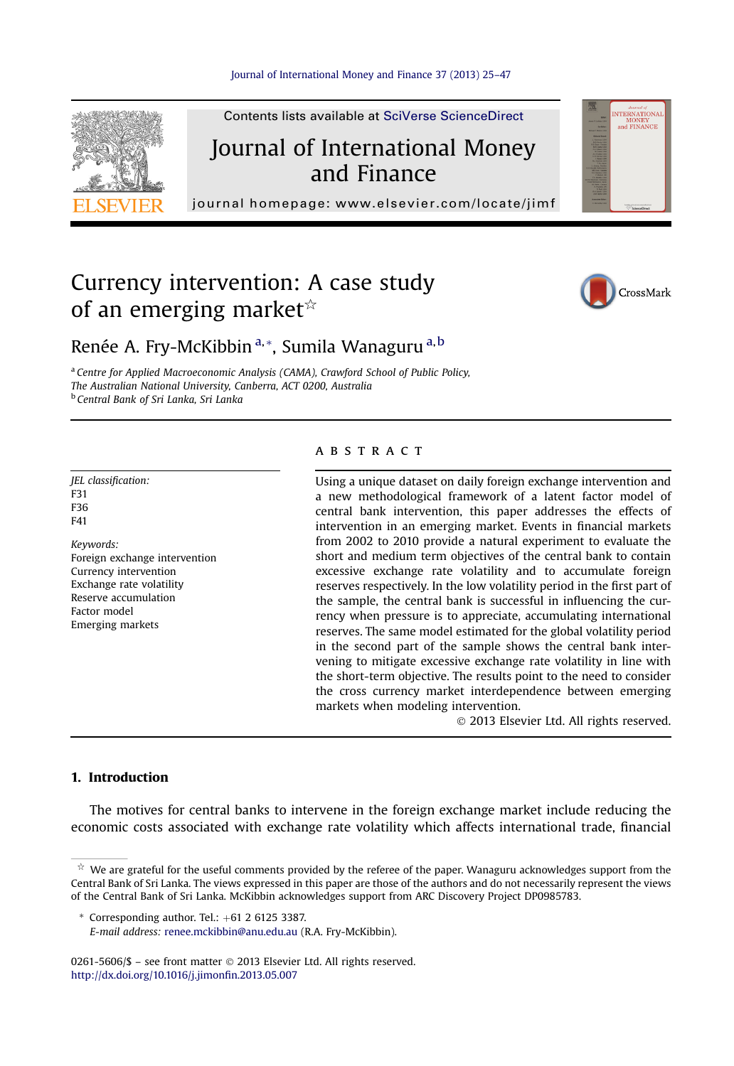# Currency intervention: A case study of an emerging market[☆]

Renée A. Fry-McKibbin [a,*], Sumila Wanaguru [a,b]

[a] Centre for Applied Macroeconomic Analysis (CAMA), Crawford School of Public Policy, The Australian National University, Canberra, ACT 0200, Australia

[b] Central Bank of Sri Lanka, Sri Lanka

*JEL classification:*
F31
F36
F41

*Keywords:*
Foreign exchange intervention
Currency intervention
Exchange rate volatility
Reserve accumulation
Factor model
Emerging markets

## ABSTRACT

Using a unique dataset on daily foreign exchange intervention and a new methodological framework of a latent factor model of central bank intervention, this paper addresses the effects of intervention in an emerging market. Events in financial markets from 2002 to 2010 provide a natural experiment to evaluate the short and medium term objectives of the central bank to contain excessive exchange rate volatility and to accumulate foreign reserves respectively. In the low volatility period in the first part of the sample, the central bank is successful in influencing the currency when pressure is to appreciate, accumulating international reserves. The same model estimated for the global volatility period in the second part of the sample shows the central bank intervening to mitigate excessive exchange rate volatility in line with the short-term objective. The results point to the need to consider the cross currency market interdependence between emerging markets when modeling intervention.

© 2013 Elsevier Ltd. All rights reserved.

## 1. Introduction

The motives for central banks to intervene in the foreign exchange market include reducing the economic costs associated with exchange rate volatility which affects international trade, financial

[☆] We are grateful for the useful comments provided by the referee of the paper. Wanaguru acknowledges support from the Central Bank of Sri Lanka. The views expressed in this paper are those of the authors and do not necessarily represent the views of the Central Bank of Sri Lanka. McKibbin acknowledges support from ARC Discovery Project DP0985783.

[*] Corresponding author. Tel.: +61 2 6125 3387.
*E-mail address:* renee.mckibbin@anu.edu.au (R.A. Fry-McKibbin).

0261-5606/$ – see front matter © 2013 Elsevier Ltd. All rights reserved.
http://dx.doi.org/10.1016/j.jimonfin.2013.05.007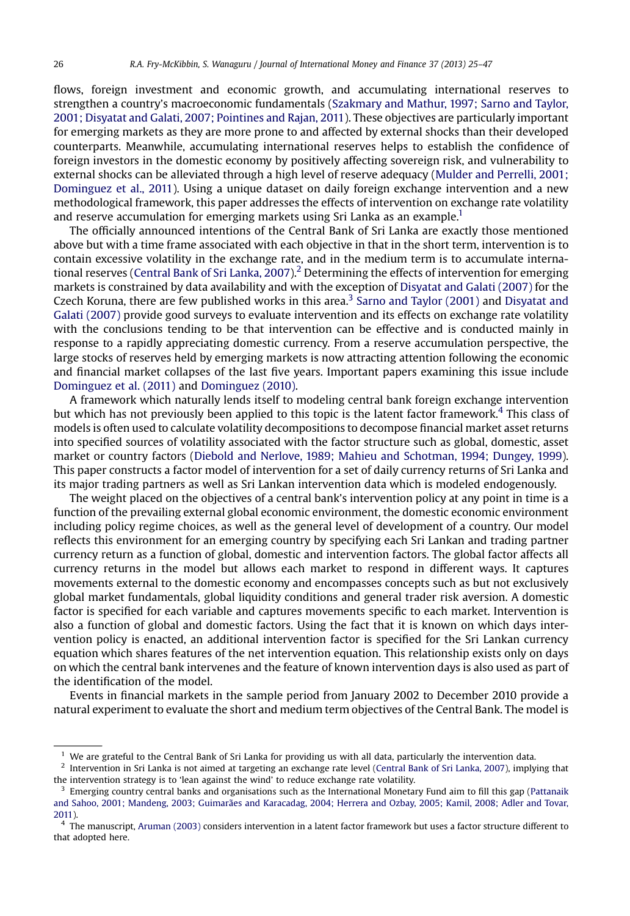flows, foreign investment and economic growth, and accumulating international reserves to strengthen a country's macroeconomic fundamentals (Szakmary and Mathur, 1997; Sarno and Taylor, 2001; Disyatat and Galati, 2007; Pointines and Rajan, 2011). These objectives are particularly important for emerging markets as they are more prone to and affected by external shocks than their developed counterparts. Meanwhile, accumulating international reserves helps to establish the confidence of foreign investors in the domestic economy by positively affecting sovereign risk, and vulnerability to external shocks can be alleviated through a high level of reserve adequacy (Mulder and Perrelli, 2001; Dominguez et al., 2011). Using a unique dataset on daily foreign exchange intervention and a new methodological framework, this paper addresses the effects of intervention on exchange rate volatility and reserve accumulation for emerging markets using Sri Lanka as an example.[1]

The officially announced intentions of the Central Bank of Sri Lanka are exactly those mentioned above but with a time frame associated with each objective in that in the short term, intervention is to contain excessive volatility in the exchange rate, and in the medium term is to accumulate international reserves (Central Bank of Sri Lanka, 2007).[2] Determining the effects of intervention for emerging markets is constrained by data availability and with the exception of Disyatat and Galati (2007) for the Czech Koruna, there are few published works in this area.[3] Sarno and Taylor (2001) and Disyatat and Galati (2007) provide good surveys to evaluate intervention and its effects on exchange rate volatility with the conclusions tending to be that intervention can be effective and is conducted mainly in response to a rapidly appreciating domestic currency. From a reserve accumulation perspective, the large stocks of reserves held by emerging markets is now attracting attention following the economic and financial market collapses of the last five years. Important papers examining this issue include Dominguez et al. (2011) and Dominguez (2010).

A framework which naturally lends itself to modeling central bank foreign exchange intervention but which has not previously been applied to this topic is the latent factor framework.[4] This class of models is often used to calculate volatility decompositions to decompose financial market asset returns into specified sources of volatility associated with the factor structure such as global, domestic, asset market or country factors (Diebold and Nerlove, 1989; Mahieu and Schotman, 1994; Dungey, 1999). This paper constructs a factor model of intervention for a set of daily currency returns of Sri Lanka and its major trading partners as well as Sri Lankan intervention data which is modeled endogenously.

The weight placed on the objectives of a central bank's intervention policy at any point in time is a function of the prevailing external global economic environment, the domestic economic environment including policy regime choices, as well as the general level of development of a country. Our model reflects this environment for an emerging country by specifying each Sri Lankan and trading partner currency return as a function of global, domestic and intervention factors. The global factor affects all currency returns in the model but allows each market to respond in different ways. It captures movements external to the domestic economy and encompasses concepts such as but not exclusively global market fundamentals, global liquidity conditions and general trader risk aversion. A domestic factor is specified for each variable and captures movements specific to each market. Intervention is also a function of global and domestic factors. Using the fact that it is known on which days intervention policy is enacted, an additional intervention factor is specified for the Sri Lankan currency equation which shares features of the net intervention equation. This relationship exists only on days on which the central bank intervenes and the feature of known intervention days is also used as part of the identification of the model.

Events in financial markets in the sample period from January 2002 to December 2010 provide a natural experiment to evaluate the short and medium term objectives of the Central Bank. The model is

---

[1] We are grateful to the Central Bank of Sri Lanka for providing us with all data, particularly the intervention data.

[2] Intervention in Sri Lanka is not aimed at targeting an exchange rate level (Central Bank of Sri Lanka, 2007), implying that the intervention strategy is to 'lean against the wind' to reduce exchange rate volatility.

[3] Emerging country central banks and organisations such as the International Monetary Fund aim to fill this gap (Pattanaik and Sahoo, 2001; Mandeng, 2003; Guimarães and Karacadag, 2004; Herrera and Ozbay, 2005; Kamil, 2008; Adler and Tovar, 2011).

[4] The manuscript, Aruman (2003) considers intervention in a latent factor framework but uses a factor structure different to that adopted here.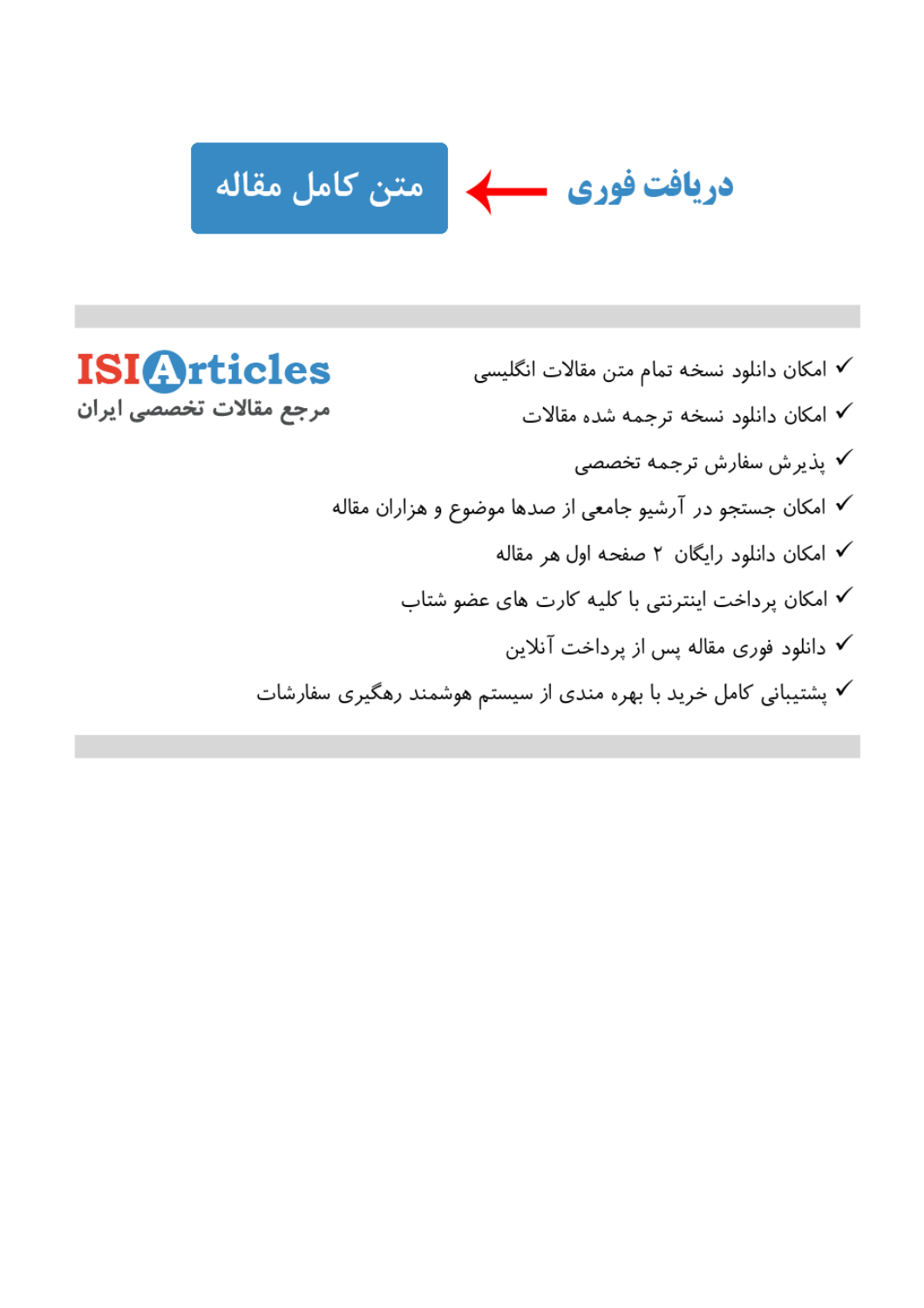دریافت فوری ← متن کامل مقاله

**ISIArticles**
مرجع مقالات تخصصی ایران

- ✓ امکان دانلود نسخه تمام متن مقالات انگلیسی
- ✓ امکان دانلود نسخه ترجمه شده مقالات
- ✓ پذیرش سفارش ترجمه تخصصی
- ✓ امکان جستجو در آرشیو جامعی از صدها موضوع و هزاران مقاله
- ✓ امکان دانلود رایگان ۲ صفحه اول هر مقاله
- ✓ امکان پرداخت اینترنتی با کلیه کارت های عضو شتاب
- ✓ دانلود فوری مقاله پس از پرداخت آنلاین
- ✓ پشتیبانی کامل خرید با بهره مندی از سیستم هوشمند رهگیری سفارشات